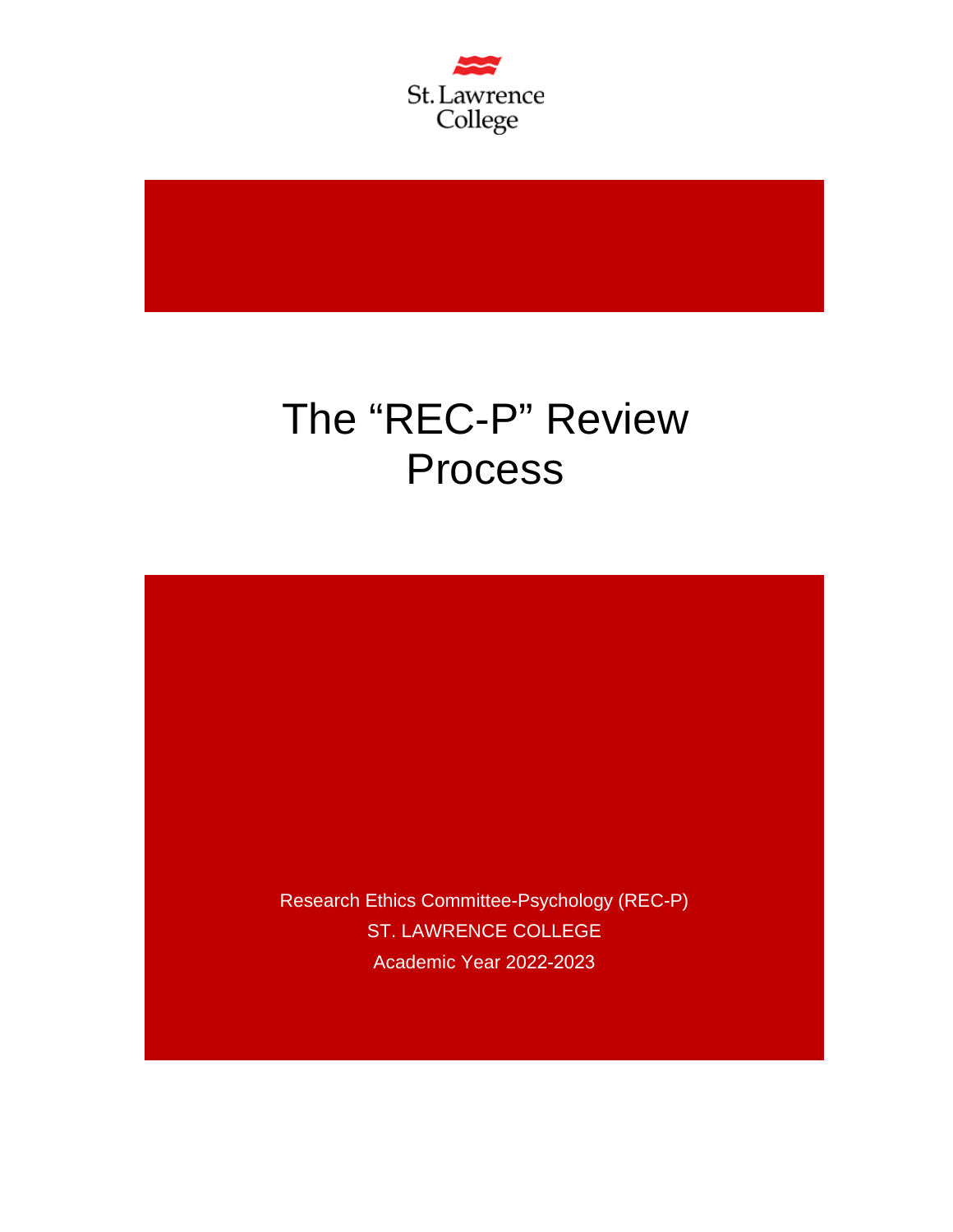St. Lawrence College

# The “REC-P” Review Process

Research Ethics Committee-Psychology (REC-P)

ST. LAWRENCE COLLEGE

Academic Year 2022-2023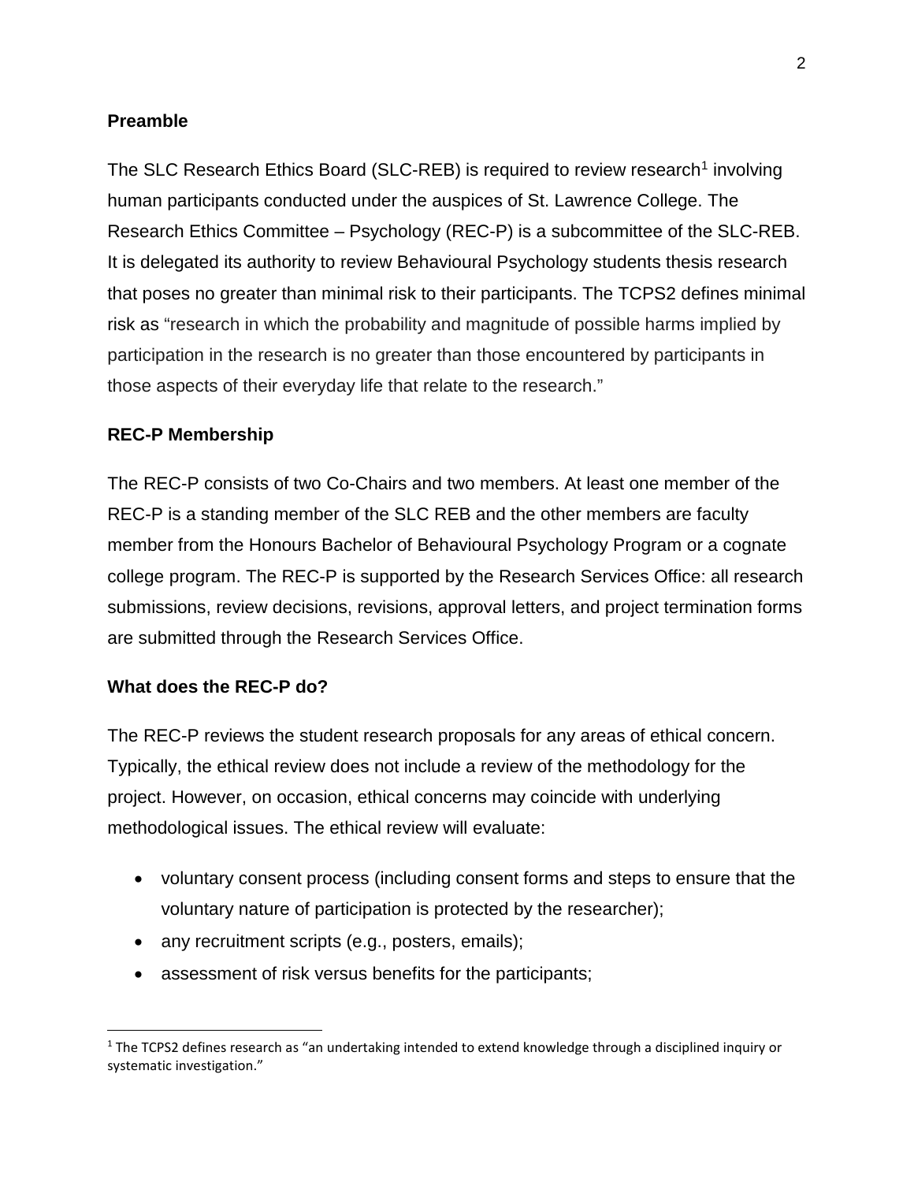### Preamble

The SLC Research Ethics Board (SLC-REB) is required to review research[1] involving human participants conducted under the auspices of St. Lawrence College. The Research Ethics Committee – Psychology (REC-P) is a subcommittee of the SLC-REB. It is delegated its authority to review Behavioural Psychology students thesis research that poses no greater than minimal risk to their participants. The TCPS2 defines minimal risk as "research in which the probability and magnitude of possible harms implied by participation in the research is no greater than those encountered by participants in those aspects of their everyday life that relate to the research."

### REC-P Membership

The REC-P consists of two Co-Chairs and two members. At least one member of the REC-P is a standing member of the SLC REB and the other members are faculty member from the Honours Bachelor of Behavioural Psychology Program or a cognate college program. The REC-P is supported by the Research Services Office: all research submissions, review decisions, revisions, approval letters, and project termination forms are submitted through the Research Services Office.

### What does the REC-P do?

The REC-P reviews the student research proposals for any areas of ethical concern. Typically, the ethical review does not include a review of the methodology for the project. However, on occasion, ethical concerns may coincide with underlying methodological issues. The ethical review will evaluate:

- voluntary consent process (including consent forms and steps to ensure that the voluntary nature of participation is protected by the researcher);
- any recruitment scripts (e.g., posters, emails);
- assessment of risk versus benefits for the participants;

[1] The TCPS2 defines research as "an undertaking intended to extend knowledge through a disciplined inquiry or systematic investigation."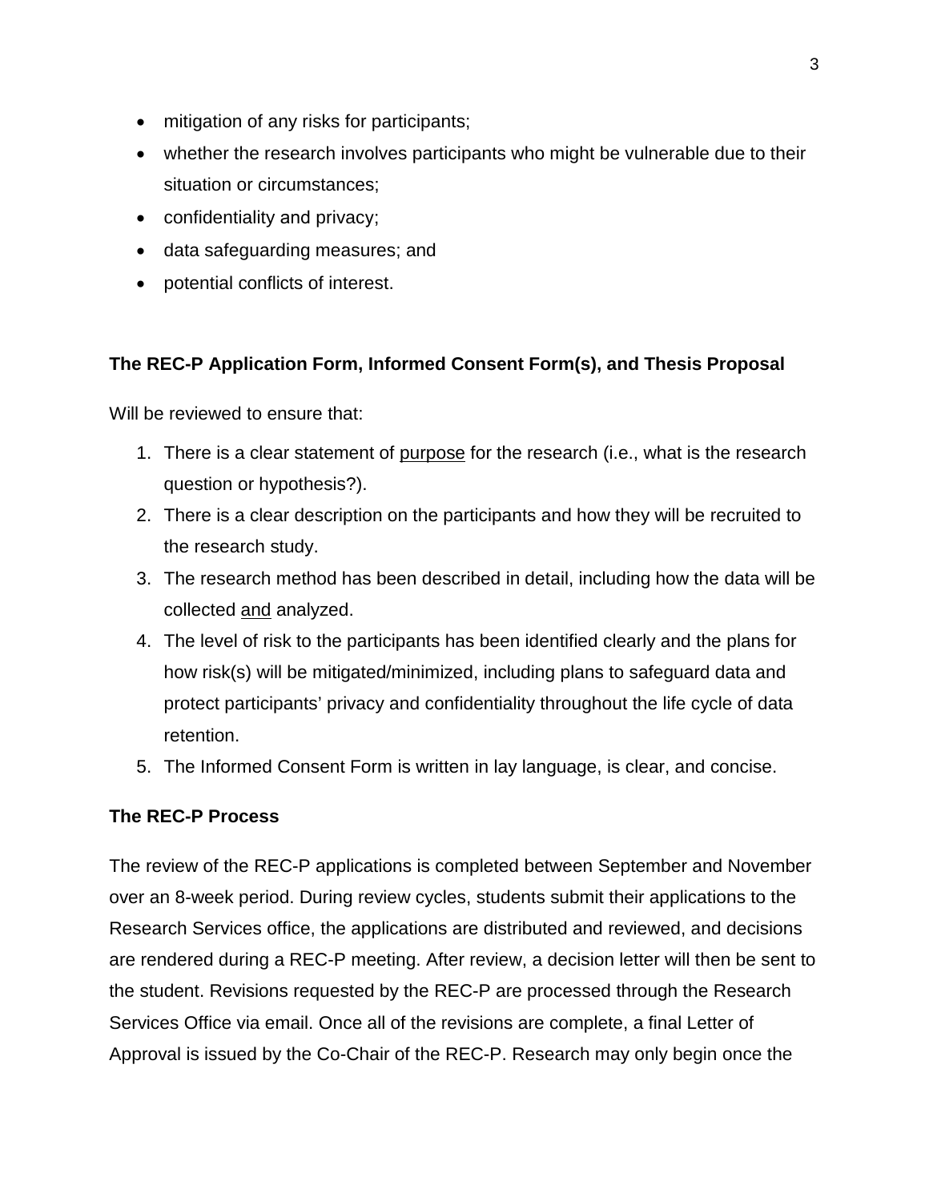- mitigation of any risks for participants;
- whether the research involves participants who might be vulnerable due to their situation or circumstances;
- confidentiality and privacy;
- data safeguarding measures; and
- potential conflicts of interest.

**The REC-P Application Form, Informed Consent Form(s), and Thesis Proposal**

Will be reviewed to ensure that:

1. There is a clear statement of <u>purpose</u> for the research (i.e., what is the research question or hypothesis?).
2. There is a clear description on the participants and how they will be recruited to the research study.
3. The research method has been described in detail, including how the data will be collected <u>and</u> analyzed.
4. The level of risk to the participants has been identified clearly and the plans for how risk(s) will be mitigated/minimized, including plans to safeguard data and protect participants' privacy and confidentiality throughout the life cycle of data retention.
5. The Informed Consent Form is written in lay language, is clear, and concise.

**The REC-P Process**

The review of the REC-P applications is completed between September and November over an 8-week period. During review cycles, students submit their applications to the Research Services office, the applications are distributed and reviewed, and decisions are rendered during a REC-P meeting. After review, a decision letter will then be sent to the student. Revisions requested by the REC-P are processed through the Research Services Office via email. Once all of the revisions are complete, a final Letter of Approval is issued by the Co-Chair of the REC-P. Research may only begin once the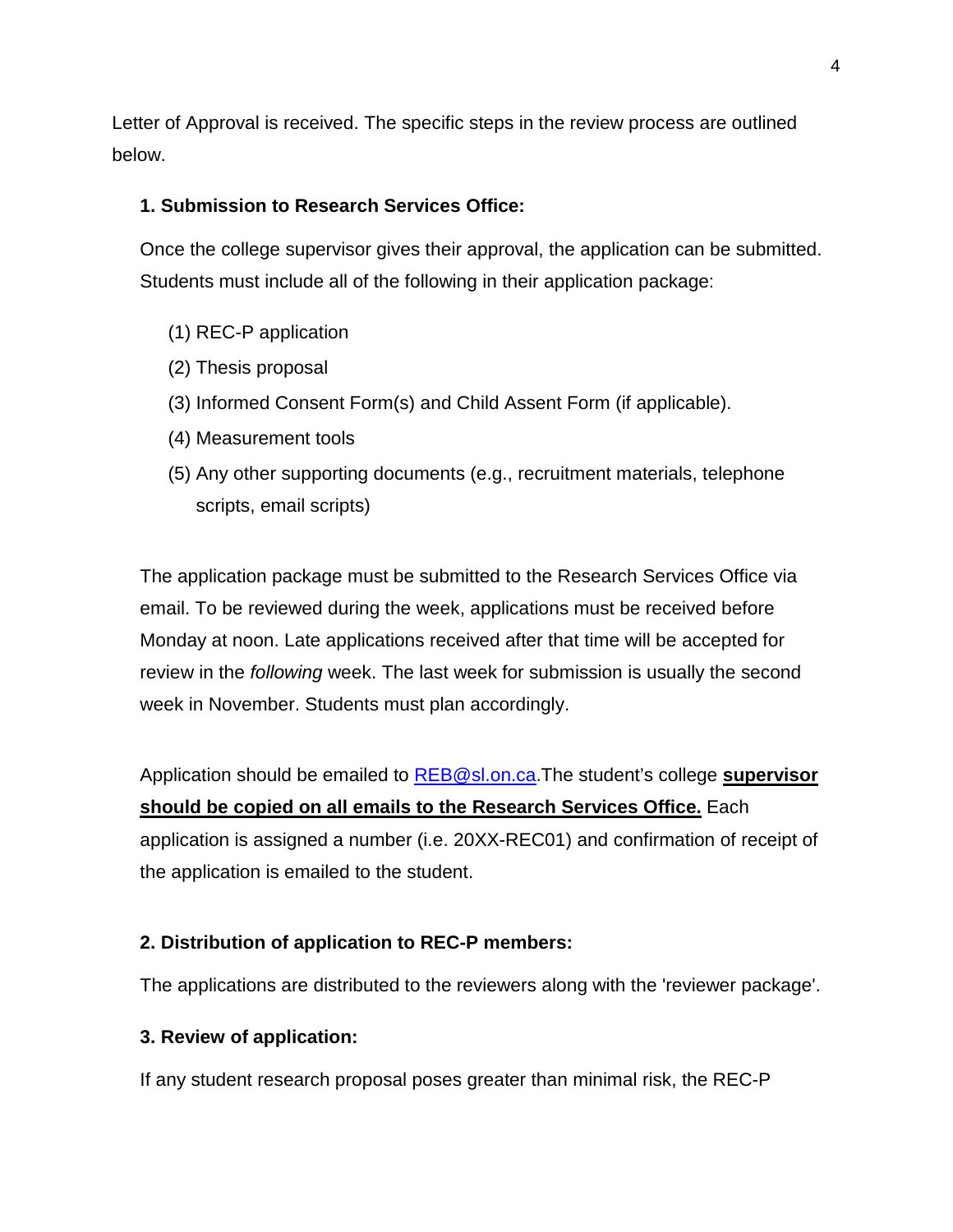Letter of Approval is received. The specific steps in the review process are outlined below.

**1. Submission to Research Services Office:**

Once the college supervisor gives their approval, the application can be submitted. Students must include all of the following in their application package:

(1) REC-P application

(2) Thesis proposal

(3) Informed Consent Form(s) and Child Assent Form (if applicable).

(4) Measurement tools

(5) Any other supporting documents (e.g., recruitment materials, telephone scripts, email scripts)

The application package must be submitted to the Research Services Office via email. To be reviewed during the week, applications must be received before Monday at noon. Late applications received after that time will be accepted for review in the *following* week. The last week for submission is usually the second week in November. Students must plan accordingly.

Application should be emailed to [REB@sl.on.ca](mailto:REB@sl.on.ca).The student's college **supervisor should be copied on all emails to the Research Services Office.** Each application is assigned a number (i.e. 20XX-REC01) and confirmation of receipt of the application is emailed to the student.

**2. Distribution of application to REC-P members:**

The applications are distributed to the reviewers along with the 'reviewer package'.

**3. Review of application:**

If any student research proposal poses greater than minimal risk, the REC-P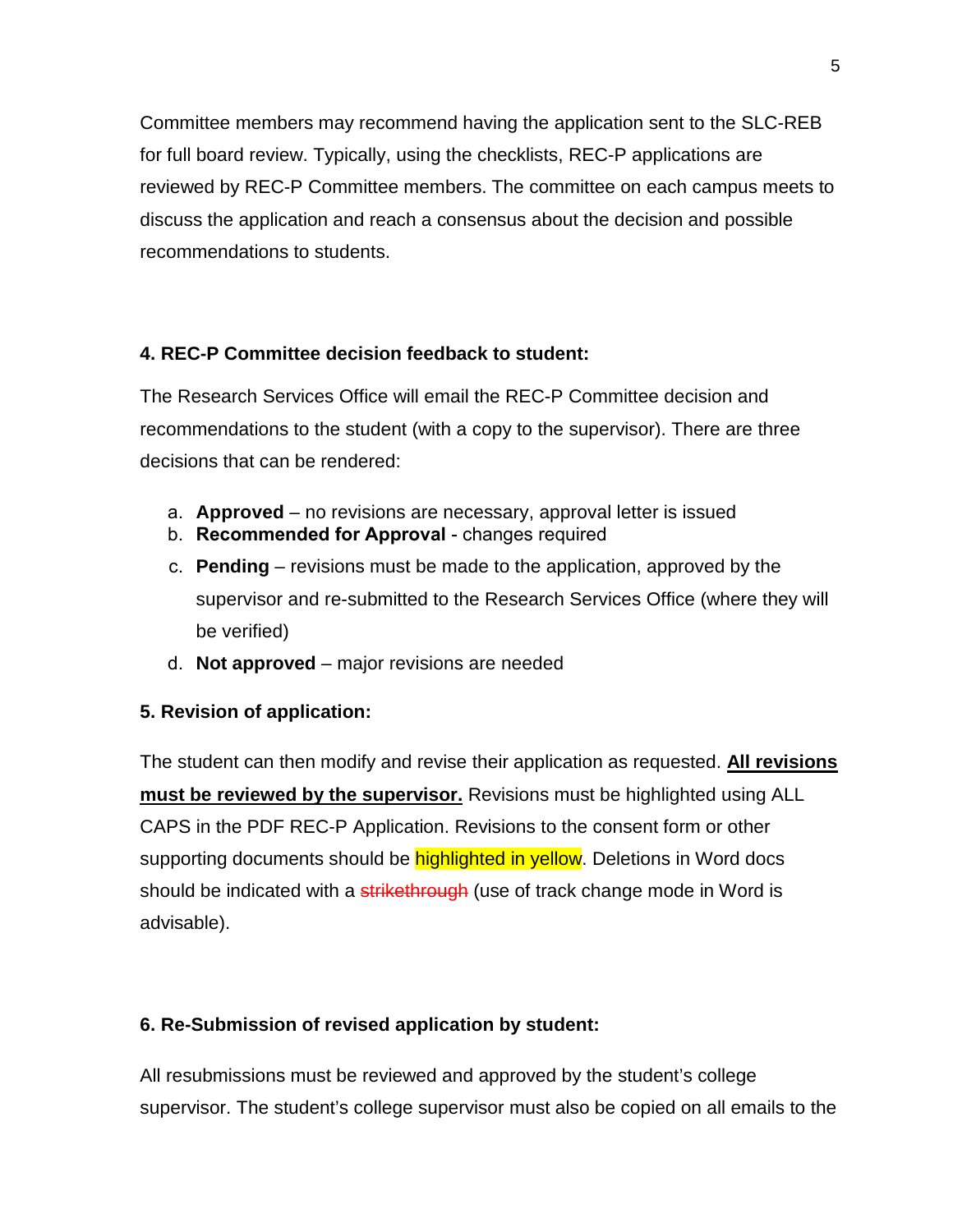Committee members may recommend having the application sent to the SLC-REB for full board review. Typically, using the checklists, REC-P applications are reviewed by REC-P Committee members. The committee on each campus meets to discuss the application and reach a consensus about the decision and possible recommendations to students.

**4. REC-P Committee decision feedback to student:**

The Research Services Office will email the REC-P Committee decision and recommendations to the student (with a copy to the supervisor). There are three decisions that can be rendered:

a. **Approved** – no revisions are necessary, approval letter is issued
b. **Recommended for Approval** - changes required
c. **Pending** – revisions must be made to the application, approved by the supervisor and re-submitted to the Research Services Office (where they will be verified)
d. **Not approved** – major revisions are needed

**5. Revision of application:**

The student can then modify and revise their application as requested. **<u>All revisions must be reviewed by the supervisor.</u>** Revisions must be highlighted using ALL CAPS in the PDF REC-P Application. Revisions to the consent form or other supporting documents should be highlighted in yellow. Deletions in Word docs should be indicated with a ~~strikethrough~~ (use of track change mode in Word is advisable).

**6. Re-Submission of revised application by student:**

All resubmissions must be reviewed and approved by the student's college supervisor. The student's college supervisor must also be copied on all emails to the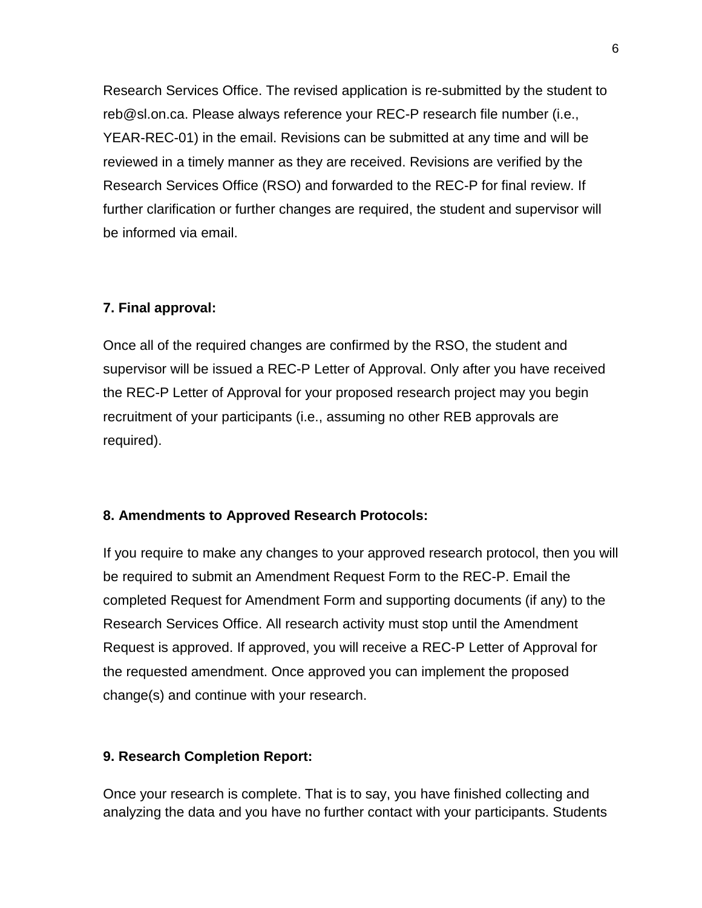Research Services Office. The revised application is re-submitted by the student to reb@sl.on.ca. Please always reference your REC-P research file number (i.e., YEAR-REC-01) in the email. Revisions can be submitted at any time and will be reviewed in a timely manner as they are received. Revisions are verified by the Research Services Office (RSO) and forwarded to the REC-P for final review. If further clarification or further changes are required, the student and supervisor will be informed via email.

**7. Final approval:**

Once all of the required changes are confirmed by the RSO, the student and supervisor will be issued a REC-P Letter of Approval. Only after you have received the REC-P Letter of Approval for your proposed research project may you begin recruitment of your participants (i.e., assuming no other REB approvals are required).

**8. Amendments to Approved Research Protocols:**

If you require to make any changes to your approved research protocol, then you will be required to submit an Amendment Request Form to the REC-P. Email the completed Request for Amendment Form and supporting documents (if any) to the Research Services Office. All research activity must stop until the Amendment Request is approved. If approved, you will receive a REC-P Letter of Approval for the requested amendment. Once approved you can implement the proposed change(s) and continue with your research.

**9. Research Completion Report:**

Once your research is complete. That is to say, you have finished collecting and analyzing the data and you have no further contact with your participants. Students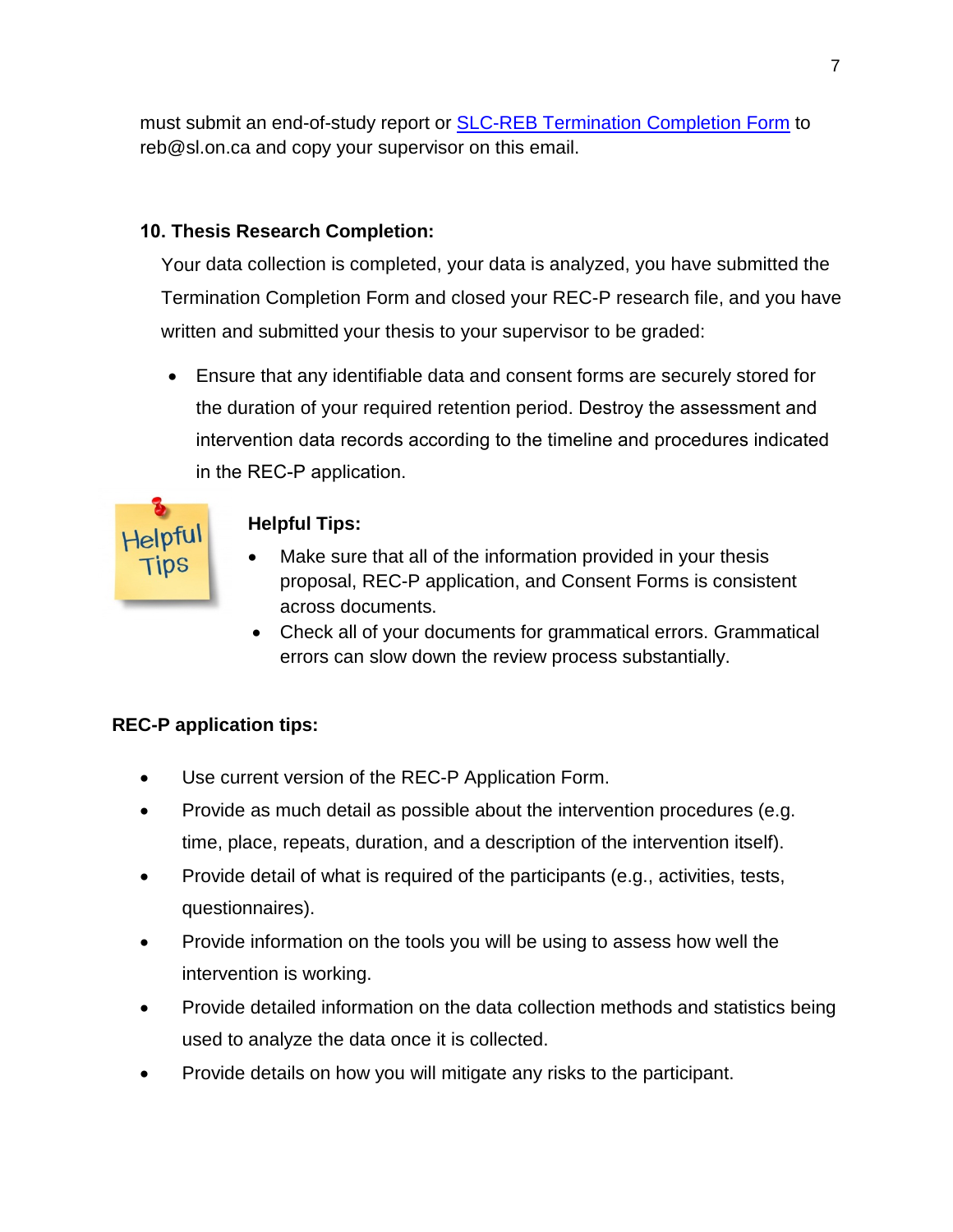must submit an end-of-study report or [SLC-REB Termination Completion Form](#) to reb@sl.on.ca and copy your supervisor on this email.

**10. Thesis Research Completion:**

Your data collection is completed, your data is analyzed, you have submitted the Termination Completion Form and closed your REC-P research file, and you have written and submitted your thesis to your supervisor to be graded:

- Ensure that any identifiable data and consent forms are securely stored for the duration of your required retention period. Destroy the assessment and intervention data records according to the timeline and procedures indicated in the REC-P application.

**Helpful Tips:**

- Make sure that all of the information provided in your thesis proposal, REC-P application, and Consent Forms is consistent across documents.
- Check all of your documents for grammatical errors. Grammatical errors can slow down the review process substantially.

**REC-P application tips:**

- Use current version of the REC-P Application Form.
- Provide as much detail as possible about the intervention procedures (e.g. time, place, repeats, duration, and a description of the intervention itself).
- Provide detail of what is required of the participants (e.g., activities, tests, questionnaires).
- Provide information on the tools you will be using to assess how well the intervention is working.
- Provide detailed information on the data collection methods and statistics being used to analyze the data once it is collected.
- Provide details on how you will mitigate any risks to the participant.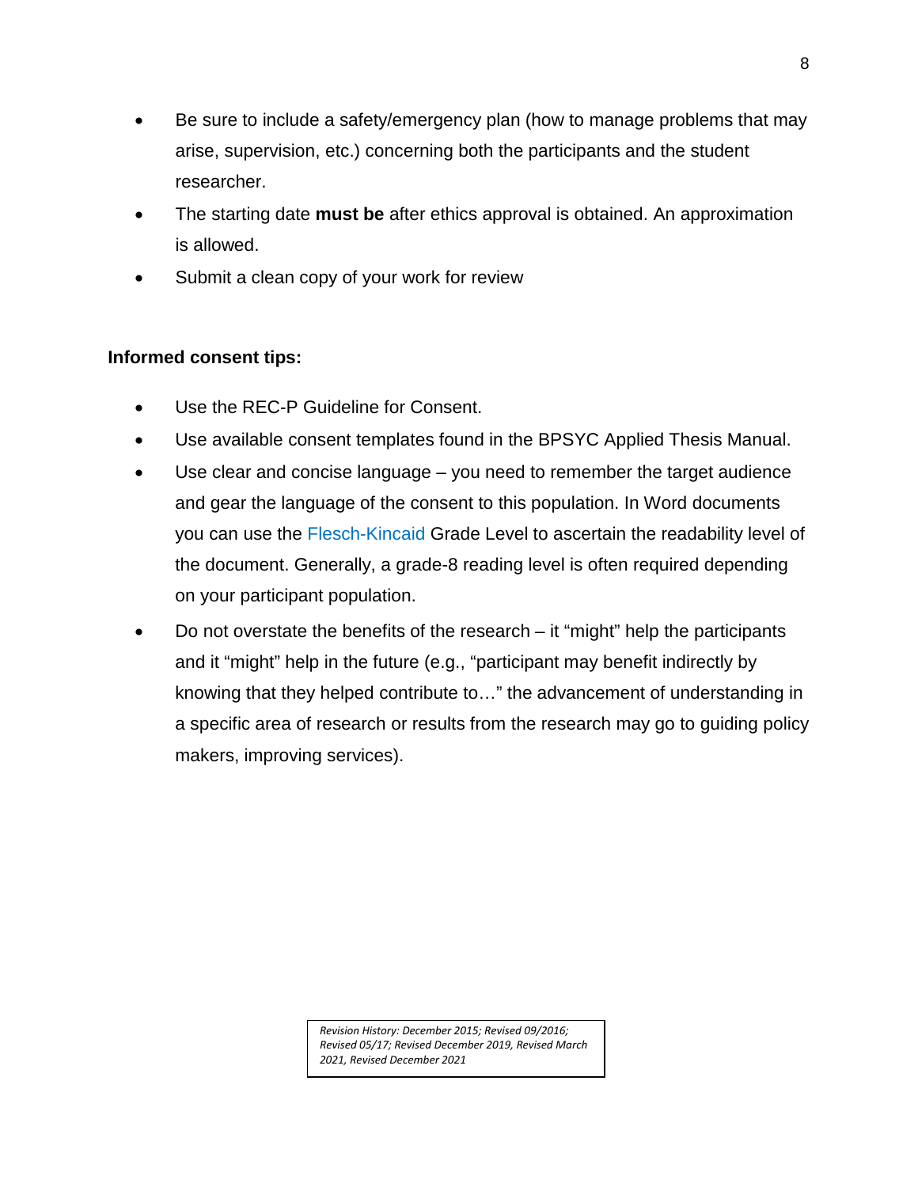- Be sure to include a safety/emergency plan (how to manage problems that may arise, supervision, etc.) concerning both the participants and the student researcher.
- The starting date **must be** after ethics approval is obtained. An approximation is allowed.
- Submit a clean copy of your work for review

**Informed consent tips:**

- Use the REC-P Guideline for Consent.
- Use available consent templates found in the BPSYC Applied Thesis Manual.
- Use clear and concise language – you need to remember the target audience and gear the language of the consent to this population. In Word documents you can use the Flesch-Kincaid Grade Level to ascertain the readability level of the document. Generally, a grade-8 reading level is often required depending on your participant population.
- Do not overstate the benefits of the research – it "might" help the participants and it "might" help in the future (e.g., "participant may benefit indirectly by knowing that they helped contribute to…" the advancement of understanding in a specific area of research or results from the research may go to guiding policy makers, improving services).

*Revision History: December 2015; Revised 09/2016; Revised 05/17; Revised December 2019, Revised March 2021, Revised December 2021*